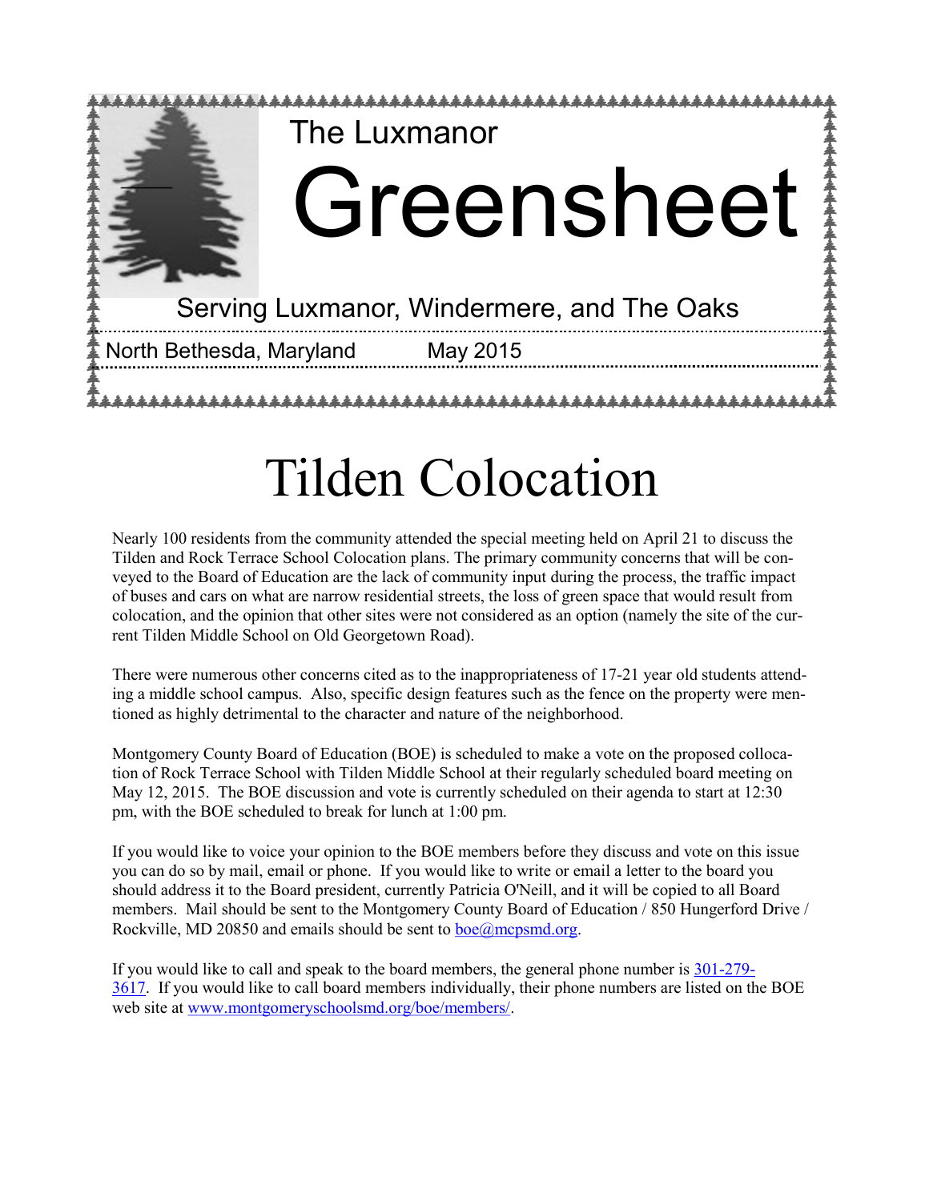# The Luxmanor Greensheet

Serving Luxmanor, Windermere, and The Oaks

North Bethesda, Maryland May 2015

# Tilden Colocation

Nearly 100 residents from the community attended the special meeting held on April 21 to discuss the Tilden and Rock Terrace School Colocation plans. The primary community concerns that will be conveyed to the Board of Education are the lack of community input during the process, the traffic impact of buses and cars on what are narrow residential streets, the loss of green space that would result from colocation, and the opinion that other sites were not considered as an option (namely the site of the current Tilden Middle School on Old Georgetown Road).

There were numerous other concerns cited as to the inappropriateness of 17-21 year old students attending a middle school campus. Also, specific design features such as the fence on the property were mentioned as highly detrimental to the character and nature of the neighborhood.

Montgomery County Board of Education (BOE) is scheduled to make a vote on the proposed collocation of Rock Terrace School with Tilden Middle School at their regularly scheduled board meeting on May 12, 2015. The BOE discussion and vote is currently scheduled on their agenda to start at 12:30 pm, with the BOE scheduled to break for lunch at 1:00 pm.

If you would like to voice your opinion to the BOE members before they discuss and vote on this issue you can do so by mail, email or phone. If you would like to write or email a letter to the board you should address it to the Board president, currently Patricia O'Neill, and it will be copied to all Board members. Mail should be sent to the Montgomery County Board of Education / 850 Hungerford Drive / Rockville, MD 20850 and emails should be sent to boe@mcpsmd.org.

If you would like to call and speak to the board members, the general phone number is 301-279-3617. If you would like to call board members individually, their phone numbers are listed on the BOE web site at www.montgomeryschoolsmd.org/boe/members/.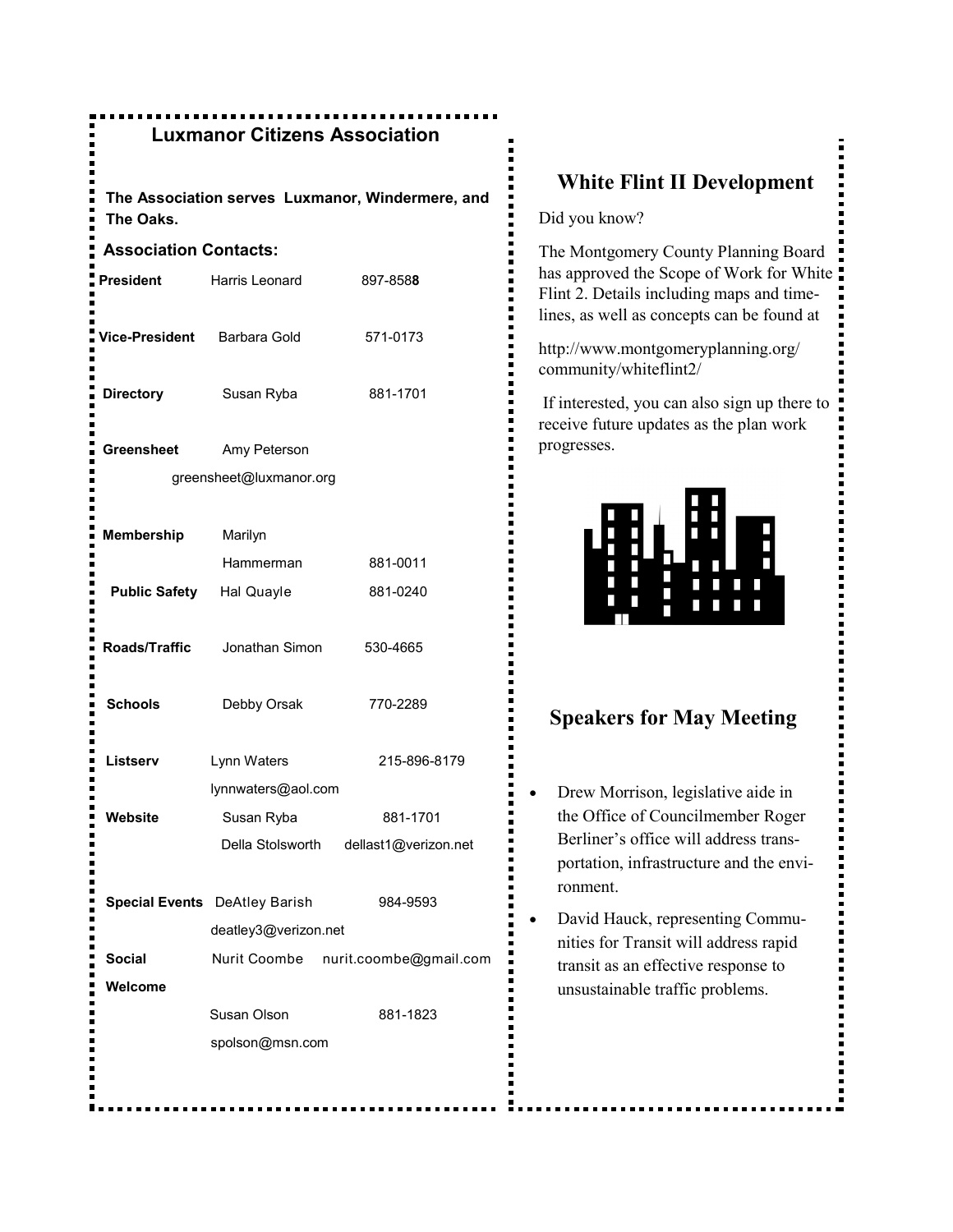## Luxmanor Citizens Association

**The Association serves Luxmanor, Windermere, and The Oaks.**

### Association Contacts:

| | | |
|---|---|---|
| **President** | Harris Leonard | 897-8588 |
| **Vice-President** | Barbara Gold | 571-0173 |
| **Directory** | Susan Ryba | 881-1701 |
| **Greensheet** | Amy Peterson greensheet@luxmanor.org | |
| **Membership** | Marilyn Hammerman | 881-0011 |
| **Public Safety** | Hal Quayle | 881-0240 |
| **Roads/Traffic** | Jonathan Simon | 530-4665 |
| **Schools** | Debby Orsak | 770-2289 |
| **Listserv** | Lynn Waters lynnwaters@aol.com | 215-896-8179 |
| **Website** | Susan Ryba | 881-1701 |
| | Della Stolsworth | dellast1@verizon.net |
| **Special Events** | DeAtley Barish deatley3@verizon.net | 984-9593 |
| **Social** | Nurit Coombe | nurit.coombe@gmail.com |
| **Welcome** | Susan Olson spolson@msn.com | 881-1823 |

## White Flint II Development

Did you know?

The Montgomery County Planning Board has approved the Scope of Work for White Flint 2. Details including maps and timelines, as well as concepts can be found at

http://www.montgomeryplanning.org/community/whiteflint2/

If interested, you can also sign up there to receive future updates as the plan work progresses.

## Speakers for May Meeting

- Drew Morrison, legislative aide in the Office of Councilmember Roger Berliner's office will address transportation, infrastructure and the environment.
- David Hauck, representing Communities for Transit will address rapid transit as an effective response to unsustainable traffic problems.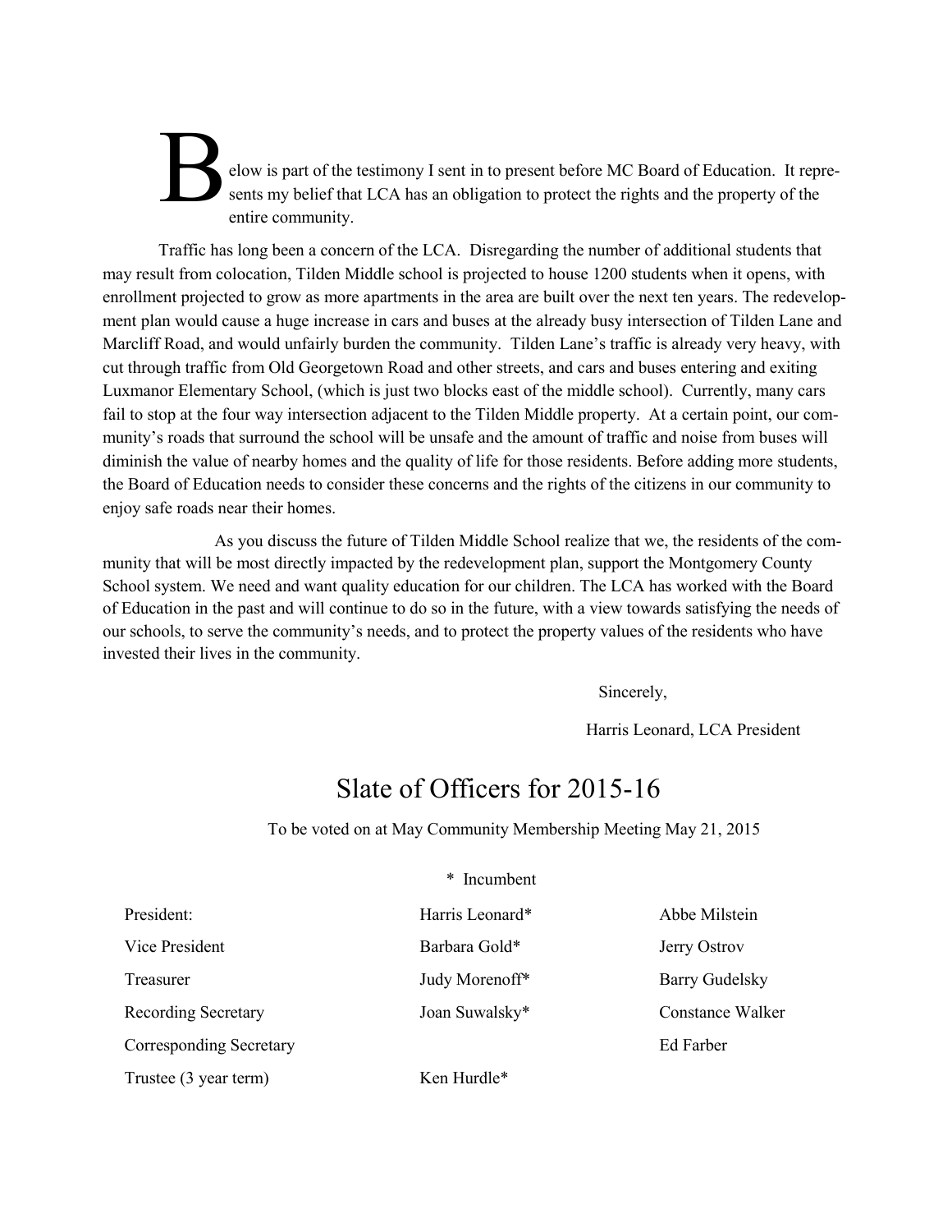Below is part of the testimony I sent in to present before MC Board of Education. It represents my belief that LCA has an obligation to protect the rights and the property of the entire community.

Traffic has long been a concern of the LCA. Disregarding the number of additional students that may result from colocation, Tilden Middle school is projected to house 1200 students when it opens, with enrollment projected to grow as more apartments in the area are built over the next ten years. The redevelopment plan would cause a huge increase in cars and buses at the already busy intersection of Tilden Lane and Marcliff Road, and would unfairly burden the community. Tilden Lane's traffic is already very heavy, with cut through traffic from Old Georgetown Road and other streets, and cars and buses entering and exiting Luxmanor Elementary School, (which is just two blocks east of the middle school). Currently, many cars fail to stop at the four way intersection adjacent to the Tilden Middle property. At a certain point, our community's roads that surround the school will be unsafe and the amount of traffic and noise from buses will diminish the value of nearby homes and the quality of life for those residents. Before adding more students, the Board of Education needs to consider these concerns and the rights of the citizens in our community to enjoy safe roads near their homes.

As you discuss the future of Tilden Middle School realize that we, the residents of the community that will be most directly impacted by the redevelopment plan, support the Montgomery County School system. We need and want quality education for our children. The LCA has worked with the Board of Education in the past and will continue to do so in the future, with a view towards satisfying the needs of our schools, to serve the community's needs, and to protect the property values of the residents who have invested their lives in the community.

Sincerely,

Harris Leonard, LCA President

# Slate of Officers for 2015-16

To be voted on at May Community Membership Meeting May 21, 2015

\* Incumbent

| | | |
|---|---|---|
| President: | Harris Leonard* | Abbe Milstein |
| Vice President | Barbara Gold* | Jerry Ostrov |
| Treasurer | Judy Morenoff* | Barry Gudelsky |
| Recording Secretary | Joan Suwalsky* | Constance Walker |
| Corresponding Secretary | | Ed Farber |
| Trustee (3 year term) | Ken Hurdle* | |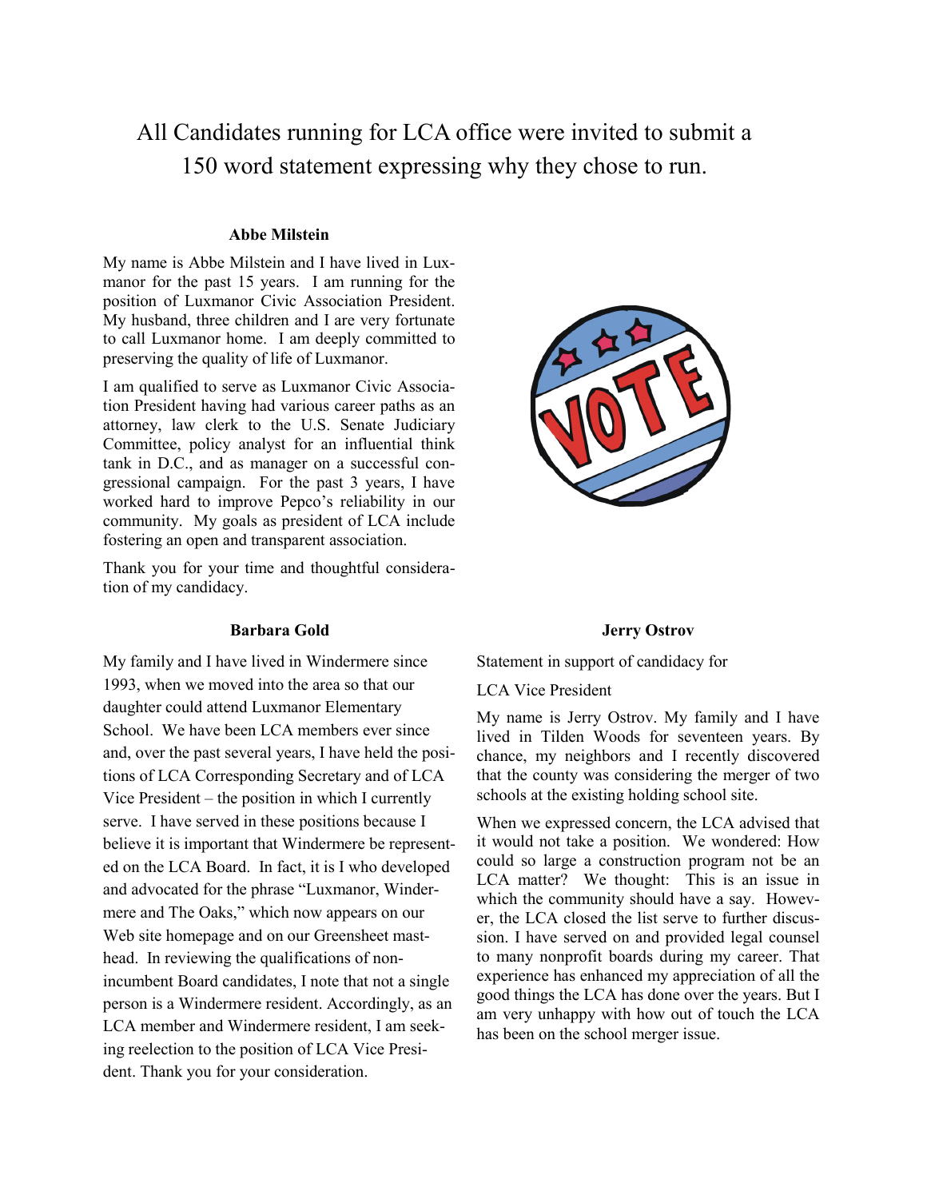# All Candidates running for LCA office were invited to submit a 150 word statement expressing why they chose to run.

### Abbe Milstein

My name is Abbe Milstein and I have lived in Luxmanor for the past 15 years. I am running for the position of Luxmanor Civic Association President. My husband, three children and I are very fortunate to call Luxmanor home. I am deeply committed to preserving the quality of life of Luxmanor.

I am qualified to serve as Luxmanor Civic Association President having had various career paths as an attorney, law clerk to the U.S. Senate Judiciary Committee, policy analyst for an influential think tank in D.C., and as manager on a successful congressional campaign. For the past 3 years, I have worked hard to improve Pepco's reliability in our community. My goals as president of LCA include fostering an open and transparent association.

Thank you for your time and thoughtful consideration of my candidacy.

### Barbara Gold

My family and I have lived in Windermere since 1993, when we moved into the area so that our daughter could attend Luxmanor Elementary School. We have been LCA members ever since and, over the past several years, I have held the positions of LCA Corresponding Secretary and of LCA Vice President – the position in which I currently serve. I have served in these positions because I believe it is important that Windermere be represented on the LCA Board. In fact, it is I who developed and advocated for the phrase "Luxmanor, Windermere and The Oaks," which now appears on our Web site homepage and on our Greensheet masthead. In reviewing the qualifications of non-incumbent Board candidates, I note that not a single person is a Windermere resident. Accordingly, as an LCA member and Windermere resident, I am seeking reelection to the position of LCA Vice President. Thank you for your consideration.

### Jerry Ostrov

Statement in support of candidacy for

LCA Vice President

My name is Jerry Ostrov. My family and I have lived in Tilden Woods for seventeen years. By chance, my neighbors and I recently discovered that the county was considering the merger of two schools at the existing holding school site.

When we expressed concern, the LCA advised that it would not take a position. We wondered: How could so large a construction program not be an LCA matter? We thought: This is an issue in which the community should have a say. However, the LCA closed the list serve to further discussion. I have served on and provided legal counsel to many nonprofit boards during my career. That experience has enhanced my appreciation of all the good things the LCA has done over the years. But I am very unhappy with how out of touch the LCA has been on the school merger issue.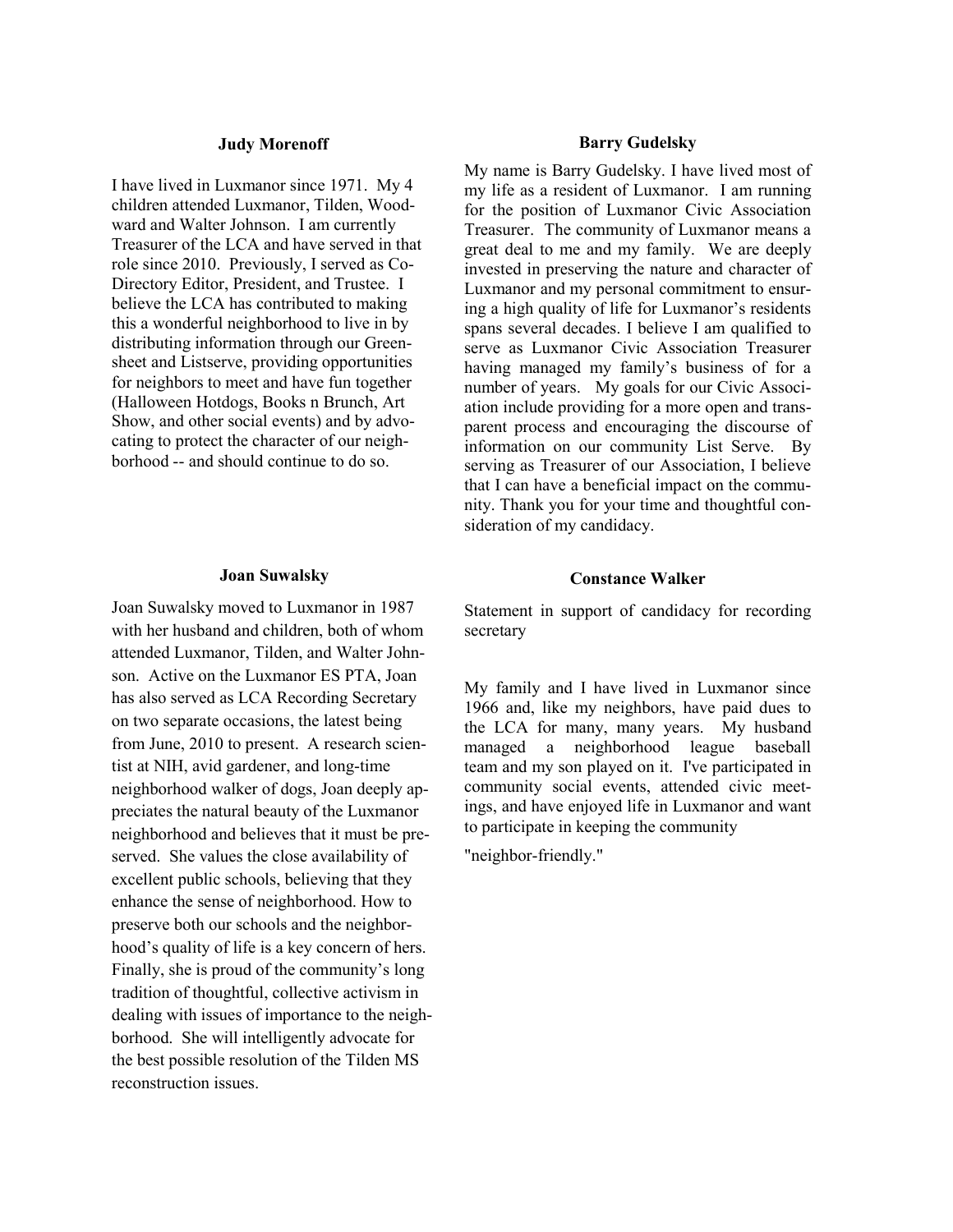**Judy Morenoff**

I have lived in Luxmanor since 1971. My 4 children attended Luxmanor, Tilden, Woodward and Walter Johnson. I am currently Treasurer of the LCA and have served in that role since 2010. Previously, I served as Co-Directory Editor, President, and Trustee. I believe the LCA has contributed to making this a wonderful neighborhood to live in by distributing information through our Greensheet and Listserve, providing opportunities for neighbors to meet and have fun together (Halloween Hotdogs, Books n Brunch, Art Show, and other social events) and by advocating to protect the character of our neighborhood -- and should continue to do so.

**Barry Gudelsky**

My name is Barry Gudelsky. I have lived most of my life as a resident of Luxmanor. I am running for the position of Luxmanor Civic Association Treasurer. The community of Luxmanor means a great deal to me and my family. We are deeply invested in preserving the nature and character of Luxmanor and my personal commitment to ensuring a high quality of life for Luxmanor's residents spans several decades. I believe I am qualified to serve as Luxmanor Civic Association Treasurer having managed my family's business of for a number of years. My goals for our Civic Association include providing for a more open and transparent process and encouraging the discourse of information on our community List Serve. By serving as Treasurer of our Association, I believe that I can have a beneficial impact on the community. Thank you for your time and thoughtful consideration of my candidacy.

**Joan Suwalsky**

Joan Suwalsky moved to Luxmanor in 1987 with her husband and children, both of whom attended Luxmanor, Tilden, and Walter Johnson. Active on the Luxmanor ES PTA, Joan has also served as LCA Recording Secretary on two separate occasions, the latest being from June, 2010 to present. A research scientist at NIH, avid gardener, and long-time neighborhood walker of dogs, Joan deeply appreciates the natural beauty of the Luxmanor neighborhood and believes that it must be preserved. She values the close availability of excellent public schools, believing that they enhance the sense of neighborhood. How to preserve both our schools and the neighborhood's quality of life is a key concern of hers. Finally, she is proud of the community's long tradition of thoughtful, collective activism in dealing with issues of importance to the neighborhood. She will intelligently advocate for the best possible resolution of the Tilden MS reconstruction issues.

**Constance Walker**

Statement in support of candidacy for recording secretary

My family and I have lived in Luxmanor since 1966 and, like my neighbors, have paid dues to the LCA for many, many years. My husband managed a neighborhood league baseball team and my son played on it. I've participated in community social events, attended civic meetings, and have enjoyed life in Luxmanor and want to participate in keeping the community "neighbor-friendly."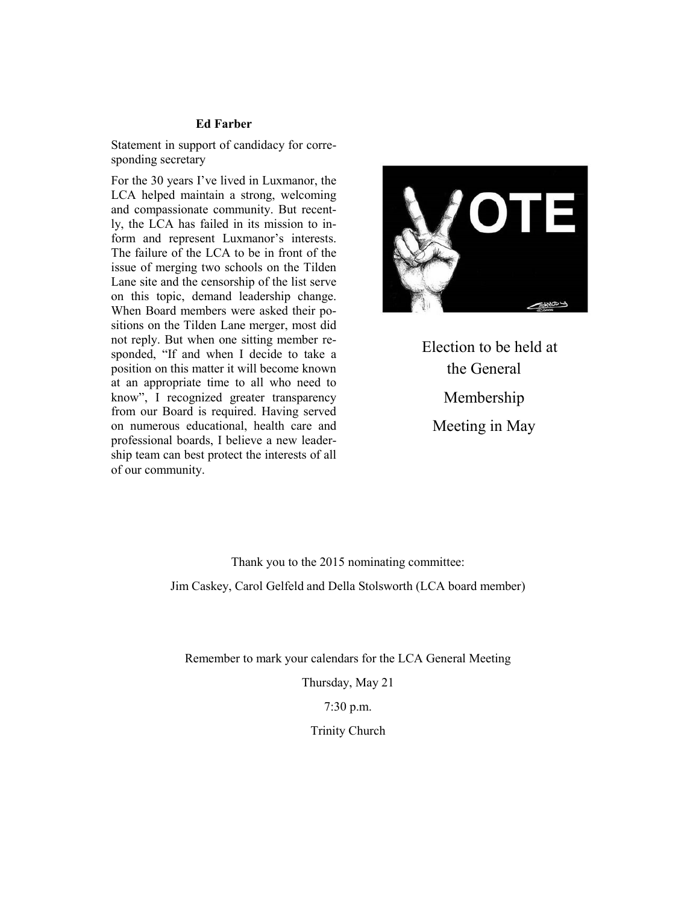**Ed Farber**

Statement in support of candidacy for corresponding secretary

For the 30 years I've lived in Luxmanor, the LCA helped maintain a strong, welcoming and compassionate community. But recently, the LCA has failed in its mission to inform and represent Luxmanor's interests. The failure of the LCA to be in front of the issue of merging two schools on the Tilden Lane site and the censorship of the list serve on this topic, demand leadership change. When Board members were asked their positions on the Tilden Lane merger, most did not reply. But when one sitting member responded, "If and when I decide to take a position on this matter it will become known at an appropriate time to all who need to know", I recognized greater transparency from our Board is required. Having served on numerous educational, health care and professional boards, I believe a new leadership team can best protect the interests of all of our community.

Election to be held at the General Membership Meeting in May

Thank you to the 2015 nominating committee:

Jim Caskey, Carol Gelfeld and Della Stolsworth (LCA board member)

Remember to mark your calendars for the LCA General Meeting

Thursday, May 21

7:30 p.m.

Trinity Church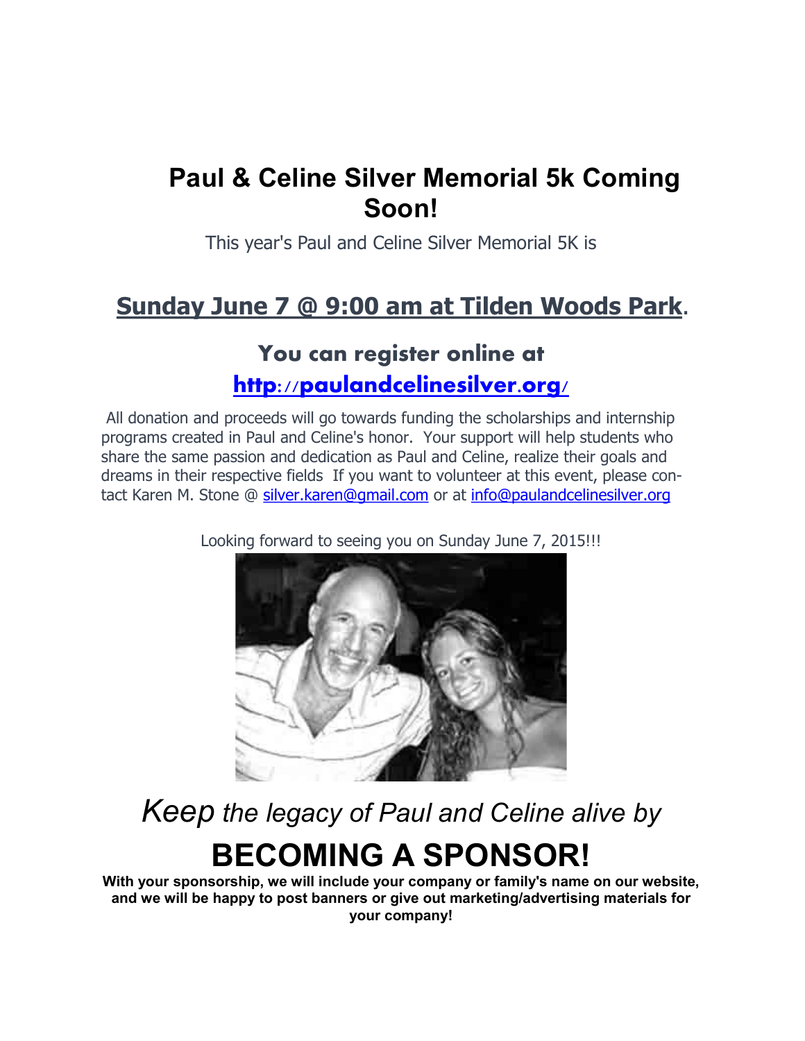# Paul & Celine Silver Memorial 5k Coming Soon!

This year's Paul and Celine Silver Memorial 5K is

## Sunday June 7 @ 9:00 am at Tilden Woods Park.

### You can register online at http://paulandcelinesilver.org/

All donation and proceeds will go towards funding the scholarships and internship programs created in Paul and Celine's honor. Your support will help students who share the same passion and dedication as Paul and Celine, realize their goals and dreams in their respective fields If you want to volunteer at this event, please contact Karen M. Stone @ silver.karen@gmail.com or at info@paulandcelinesilver.org

Looking forward to seeing you on Sunday June 7, 2015!!!

*Keep the legacy of Paul and Celine alive by*

# BECOMING A SPONSOR!

**With your sponsorship, we will include your company or family's name on our website, and we will be happy to post banners or give out marketing/advertising materials for your company!**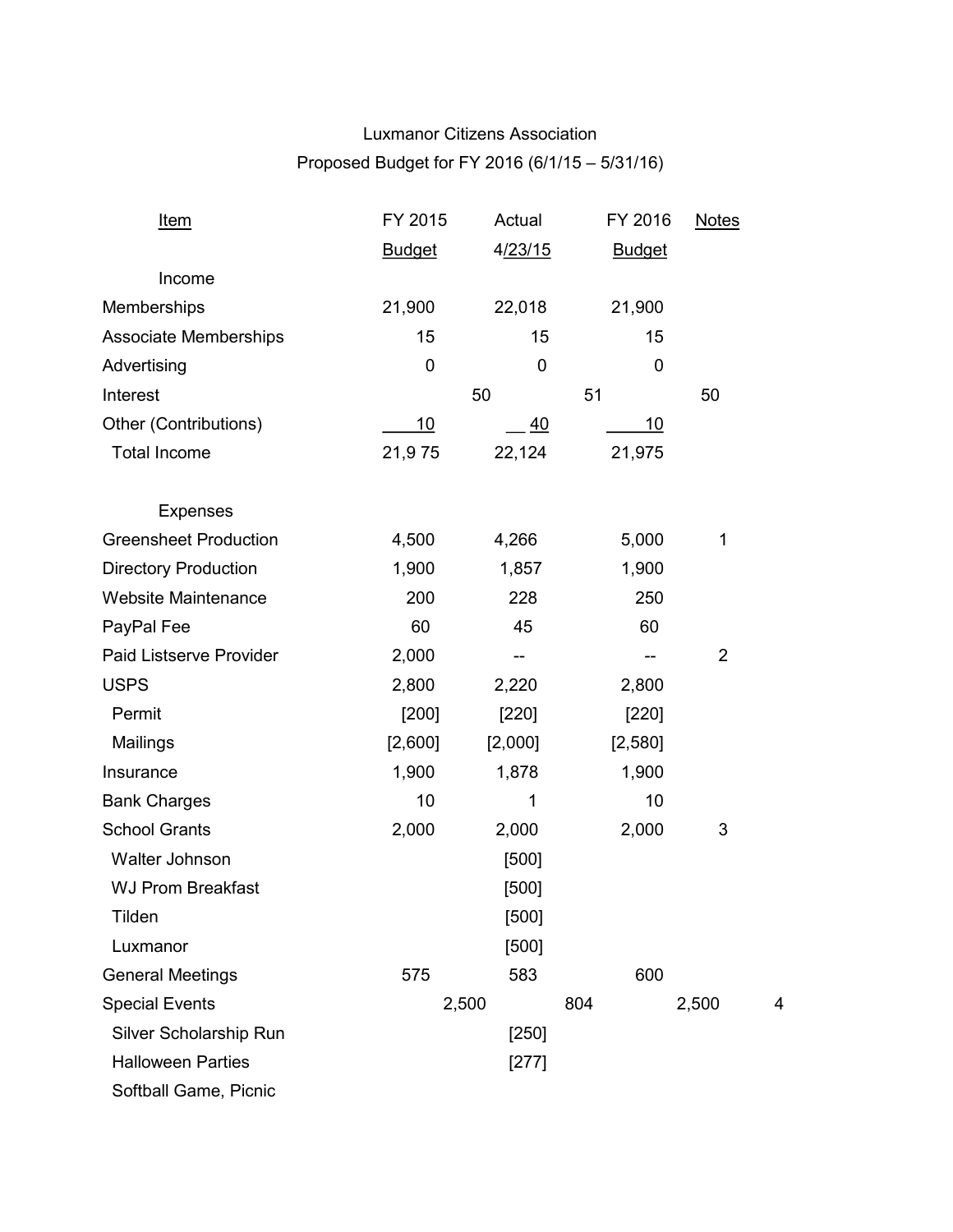Luxmanor Citizens Association

Proposed Budget for FY 2016 (6/1/15 – 5/31/16)

| Item | FY 2015 Budget | Actual 4/23/15 | FY 2016 Budget | Notes |
|---|---|---|---|---|
| **Income** | | | | |
| Memberships | 21,900 | 22,018 | 21,900 | |
| Associate Memberships | 15 | 15 | 15 | |
| Advertising | 0 | 0 | 0 | |
| Interest | 50 | 51 | 50 | |
| Other (Contributions) | 10 | 40 | 10 | |
| Total Income | 21,9 75 | 22,124 | 21,975 | |
| **Expenses** | | | | |
| Greensheet Production | 4,500 | 4,266 | 5,000 | 1 |
| Directory Production | 1,900 | 1,857 | 1,900 | |
| Website Maintenance | 200 | 228 | 250 | |
| PayPal Fee | 60 | 45 | 60 | |
| Paid Listserve Provider | 2,000 | -- | -- | 2 |
| USPS | 2,800 | 2,220 | 2,800 | |
| Permit | [200] | [220] | [220] | |
| Mailings | [2,600] | [2,000] | [2,580] | |
| Insurance | 1,900 | 1,878 | 1,900 | |
| Bank Charges | 10 | 1 | 10 | |
| School Grants | 2,000 | 2,000 | 2,000 | 3 |
| Walter Johnson | | [500] | | |
| WJ Prom Breakfast | | [500] | | |
| Tilden | | [500] | | |
| Luxmanor | | [500] | | |
| General Meetings | 575 | 583 | 600 | |
| Special Events | 2,500 | 804 | 2,500 | 4 |
| Silver Scholarship Run | | [250] | | |
| Halloween Parties | | [277] | | |
| Softball Game, Picnic | | | | |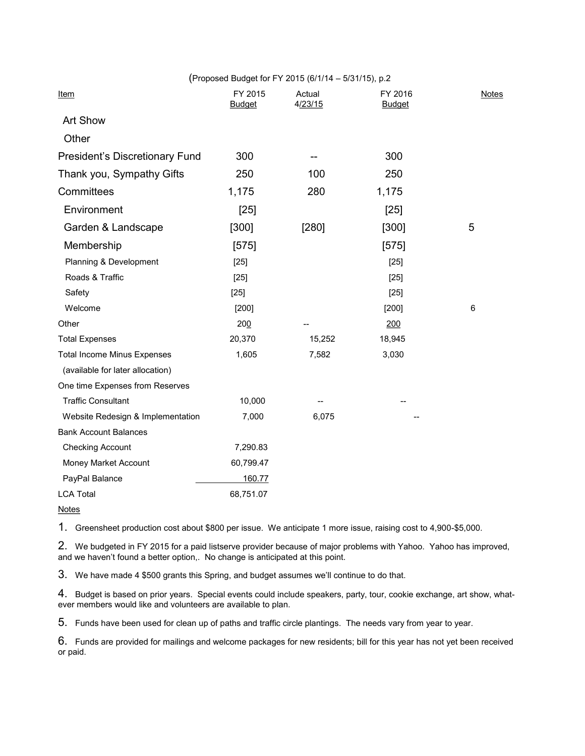(Proposed Budget for FY 2015 (6/1/14 – 5/31/15), p.2

| Item | FY 2015 Budget | Actual 4/23/15 | FY 2016 Budget | Notes |
|---|---|---|---|---|
| Art Show | | | | |
| Other | | | | |
| President's Discretionary Fund | 300 | -- | 300 | |
| Thank you, Sympathy Gifts | 250 | 100 | 250 | |
| Committees | 1,175 | 280 | 1,175 | |
| Environment | [25] | | [25] | |
| Garden & Landscape | [300] | [280] | [300] | 5 |
| Membership | [575] | | [575] | |
| Planning & Development | [25] | | [25] | |
| Roads & Traffic | [25] | | [25] | |
| Safety | [25] | | [25] | |
| Welcome | [200] | | [200] | 6 |
| Other | 200 | -- | 200 | |
| Total Expenses | 20,370 | 15,252 | 18,945 | |
| Total Income Minus Expenses | 1,605 | 7,582 | 3,030 | |
| (available for later allocation) | | | | |
| One time Expenses from Reserves | | | | |
| Traffic Consultant | 10,000 | -- | -- | |
| Website Redesign & Implementation | 7,000 | 6,075 | -- | |
| Bank Account Balances | | | | |
| Checking Account | 7,290.83 | | | |
| Money Market Account | 60,799.47 | | | |
| PayPal Balance | 160.77 | | | |
| LCA Total | 68,751.07 | | | |

Notes

1. Greensheet production cost about $800 per issue. We anticipate 1 more issue, raising cost to 4,900-$5,000.

2. We budgeted in FY 2015 for a paid listserve provider because of major problems with Yahoo. Yahoo has improved, and we haven't found a better option,. No change is anticipated at this point.

3. We have made 4 $500 grants this Spring, and budget assumes we'll continue to do that.

4. Budget is based on prior years. Special events could include speakers, party, tour, cookie exchange, art show, whatever members would like and volunteers are available to plan.

5. Funds have been used for clean up of paths and traffic circle plantings. The needs vary from year to year.

6. Funds are provided for mailings and welcome packages for new residents; bill for this year has not yet been received or paid.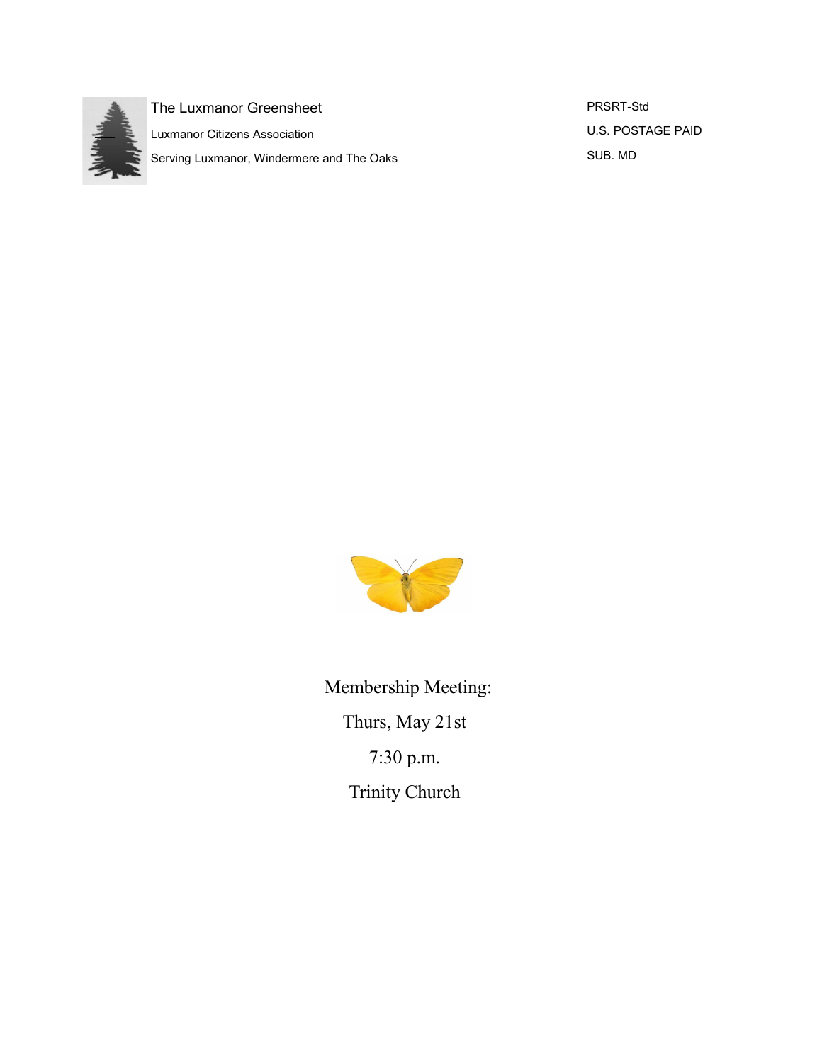The Luxmanor Greensheet

Luxmanor Citizens Association

Serving Luxmanor, Windermere and The Oaks

PRSRT-Std

U.S. POSTAGE PAID

SUB. MD

Membership Meeting:

Thurs, May 21st

7:30 p.m.

Trinity Church